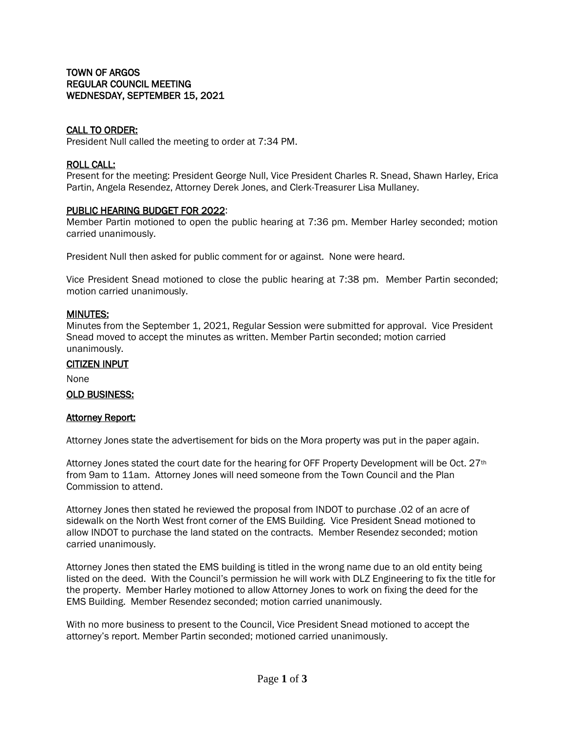# TOWN OF ARGOS
## REGULAR COUNCIL MEETING
## WEDNESDAY, SEPTEMBER 15, 2021

### CALL TO ORDER:

President Null called the meeting to order at 7:34 PM.

### ROLL CALL:

Present for the meeting: President George Null, Vice President Charles R. Snead, Shawn Harley, Erica Partin, Angela Resendez, Attorney Derek Jones, and Clerk-Treasurer Lisa Mullaney.

### PUBLIC HEARING BUDGET FOR 2022:

Member Partin motioned to open the public hearing at 7:36 pm. Member Harley seconded; motion carried unanimously.

President Null then asked for public comment for or against. None were heard.

Vice President Snead motioned to close the public hearing at 7:38 pm. Member Partin seconded; motion carried unanimously.

### MINUTES:

Minutes from the September 1, 2021, Regular Session were submitted for approval. Vice President Snead moved to accept the minutes as written. Member Partin seconded; motion carried unanimously.

### CITIZEN INPUT

None

### OLD BUSINESS:

### Attorney Report:

Attorney Jones state the advertisement for bids on the Mora property was put in the paper again.

Attorney Jones stated the court date for the hearing for OFF Property Development will be Oct. 27th from 9am to 11am. Attorney Jones will need someone from the Town Council and the Plan Commission to attend.

Attorney Jones then stated he reviewed the proposal from INDOT to purchase .02 of an acre of sidewalk on the North West front corner of the EMS Building. Vice President Snead motioned to allow INDOT to purchase the land stated on the contracts. Member Resendez seconded; motion carried unanimously.

Attorney Jones then stated the EMS building is titled in the wrong name due to an old entity being listed on the deed. With the Council's permission he will work with DLZ Engineering to fix the title for the property. Member Harley motioned to allow Attorney Jones to work on fixing the deed for the EMS Building. Member Resendez seconded; motion carried unanimously.

With no more business to present to the Council, Vice President Snead motioned to accept the attorney's report. Member Partin seconded; motioned carried unanimously.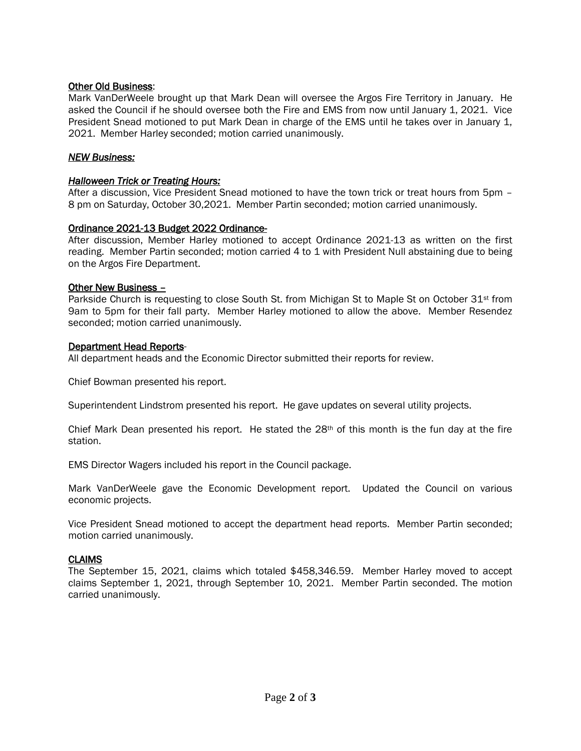<u>Other Old Business</u>:
Mark VanDerWeele brought up that Mark Dean will oversee the Argos Fire Territory in January. He asked the Council if he should oversee both the Fire and EMS from now until January 1, 2021. Vice President Snead motioned to put Mark Dean in charge of the EMS until he takes over in January 1, 2021. Member Harley seconded; motion carried unanimously.

***<u>NEW Business:</u>***

***<u>Halloween Trick or Treating Hours:</u>***
After a discussion, Vice President Snead motioned to have the town trick or treat hours from 5pm – 8 pm on Saturday, October 30,2021. Member Partin seconded; motion carried unanimously.

<u>Ordinance 2021-13 Budget 2022 Ordinance</u>-
After discussion, Member Harley motioned to accept Ordinance 2021-13 as written on the first reading. Member Partin seconded; motion carried 4 to 1 with President Null abstaining due to being on the Argos Fire Department.

<u>Other New Business –</u>
Parkside Church is requesting to close South St. from Michigan St to Maple St on October 31st from 9am to 5pm for their fall party. Member Harley motioned to allow the above. Member Resendez seconded; motion carried unanimously.

<u>Department Head Reports</u>-
All department heads and the Economic Director submitted their reports for review.

Chief Bowman presented his report.

Superintendent Lindstrom presented his report. He gave updates on several utility projects.

Chief Mark Dean presented his report. He stated the 28th of this month is the fun day at the fire station.

EMS Director Wagers included his report in the Council package.

Mark VanDerWeele gave the Economic Development report. Updated the Council on various economic projects.

Vice President Snead motioned to accept the department head reports. Member Partin seconded; motion carried unanimously.

<u>CLAIMS</u>
The September 15, 2021, claims which totaled $458,346.59. Member Harley moved to accept claims September 1, 2021, through September 10, 2021. Member Partin seconded. The motion carried unanimously.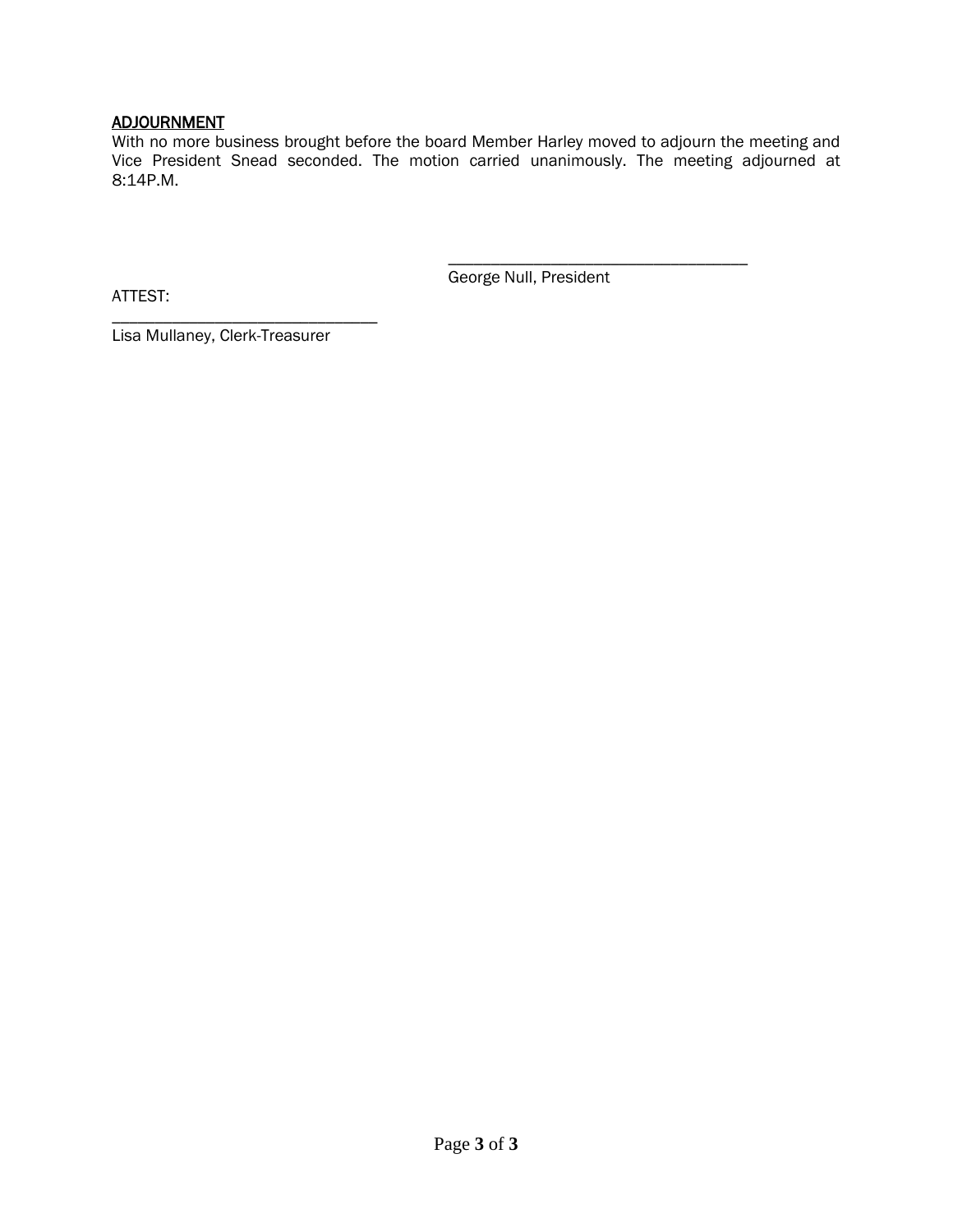<u>ADJOURNMENT</u>

With no more business brought before the board Member Harley moved to adjourn the meeting and Vice President Snead seconded. The motion carried unanimously. The meeting adjourned at 8:14P.M.

\_\_\_\_\_\_\_\_\_\_\_\_\_\_\_\_\_\_\_\_\_\_\_\_\_\_\_\_\_\_\_\_\_\_\_

George Null, President

ATTEST:

\_\_\_\_\_\_\_\_\_\_\_\_\_\_\_\_\_\_\_\_\_\_\_\_\_\_\_\_\_\_\_

Lisa Mullaney, Clerk-Treasurer